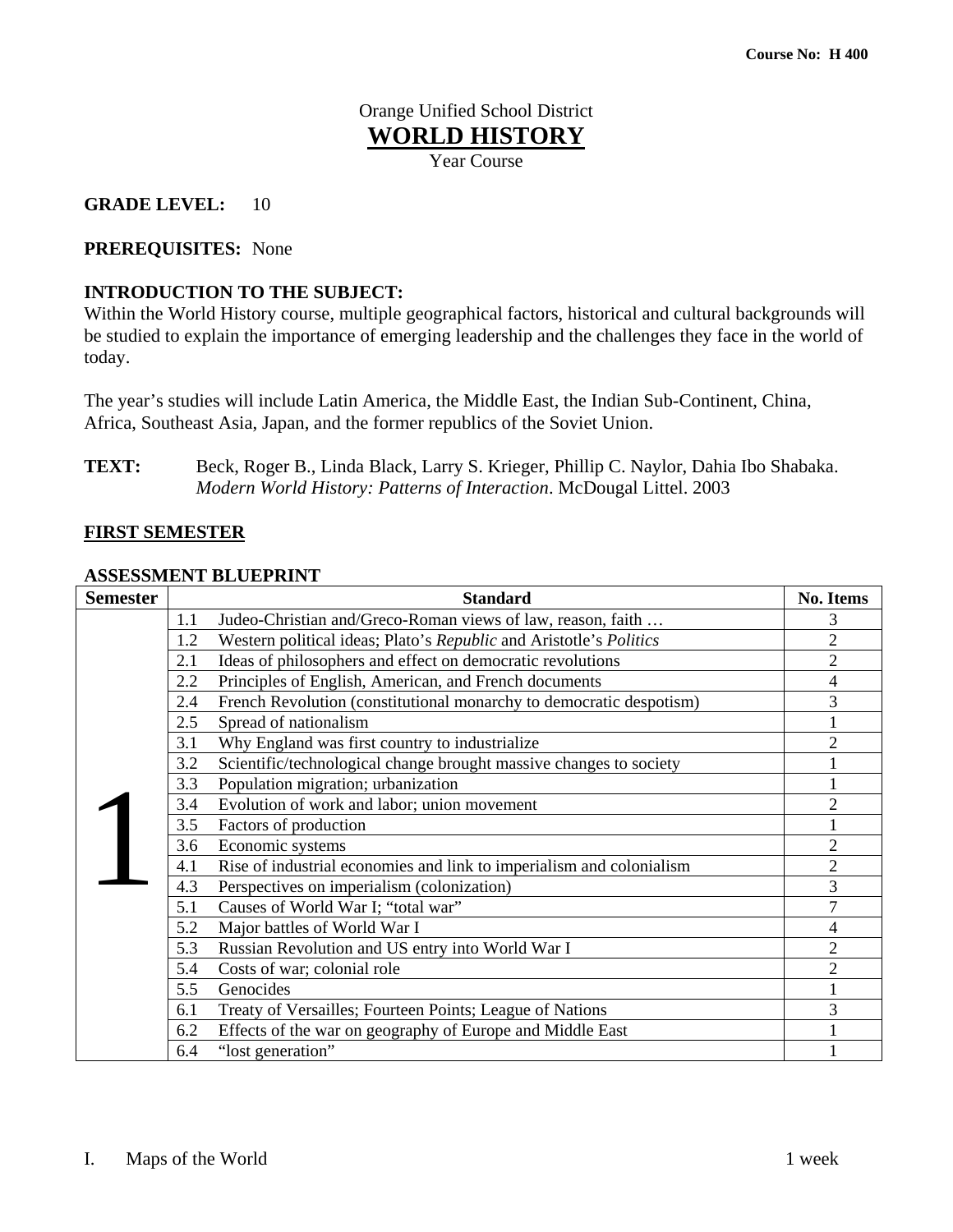Course No: H 400

Orange Unified School District

# WORLD HISTORY

Year Course

**GRADE LEVEL:** 10

**PREREQUISITES:** None

**INTRODUCTION TO THE SUBJECT:**

Within the World History course, multiple geographical factors, historical and cultural backgrounds will be studied to explain the importance of emerging leadership and the challenges they face in the world of today.

The year's studies will include Latin America, the Middle East, the Indian Sub-Continent, China, Africa, Southeast Asia, Japan, and the former republics of the Soviet Union.

**TEXT:** Beck, Roger B., Linda Black, Larry S. Krieger, Phillip C. Naylor, Dahia Ibo Shabaka. *Modern World History: Patterns of Interaction*. McDougal Littel. 2003

## FIRST SEMESTER

**ASSESSMENT BLUEPRINT**

| Semester | Standard | | No. Items |
|---|---|---|---|
| 1 | 1.1 | Judeo-Christian and/Greco-Roman views of law, reason, faith … | 3 |
| | 1.2 | Western political ideas; Plato's *Republic* and Aristotle's *Politics* | 2 |
| | 2.1 | Ideas of philosophers and effect on democratic revolutions | 2 |
| | 2.2 | Principles of English, American, and French documents | 4 |
| | 2.4 | French Revolution (constitutional monarchy to democratic despotism) | 3 |
| | 2.5 | Spread of nationalism | 1 |
| | 3.1 | Why England was first country to industrialize | 2 |
| | 3.2 | Scientific/technological change brought massive changes to society | 1 |
| | 3.3 | Population migration; urbanization | 1 |
| | 3.4 | Evolution of work and labor; union movement | 2 |
| | 3.5 | Factors of production | 1 |
| | 3.6 | Economic systems | 2 |
| | 4.1 | Rise of industrial economies and link to imperialism and colonialism | 2 |
| | 4.3 | Perspectives on imperialism (colonization) | 3 |
| | 5.1 | Causes of World War I; "total war" | 7 |
| | 5.2 | Major battles of World War I | 4 |
| | 5.3 | Russian Revolution and US entry into World War I | 2 |
| | 5.4 | Costs of war; colonial role | 2 |
| | 5.5 | Genocides | 1 |
| | 6.1 | Treaty of Versailles; Fourteen Points; League of Nations | 3 |
| | 6.2 | Effects of the war on geography of Europe and Middle East | 1 |
| | 6.4 | "lost generation" | 1 |

I. Maps of the World 1 week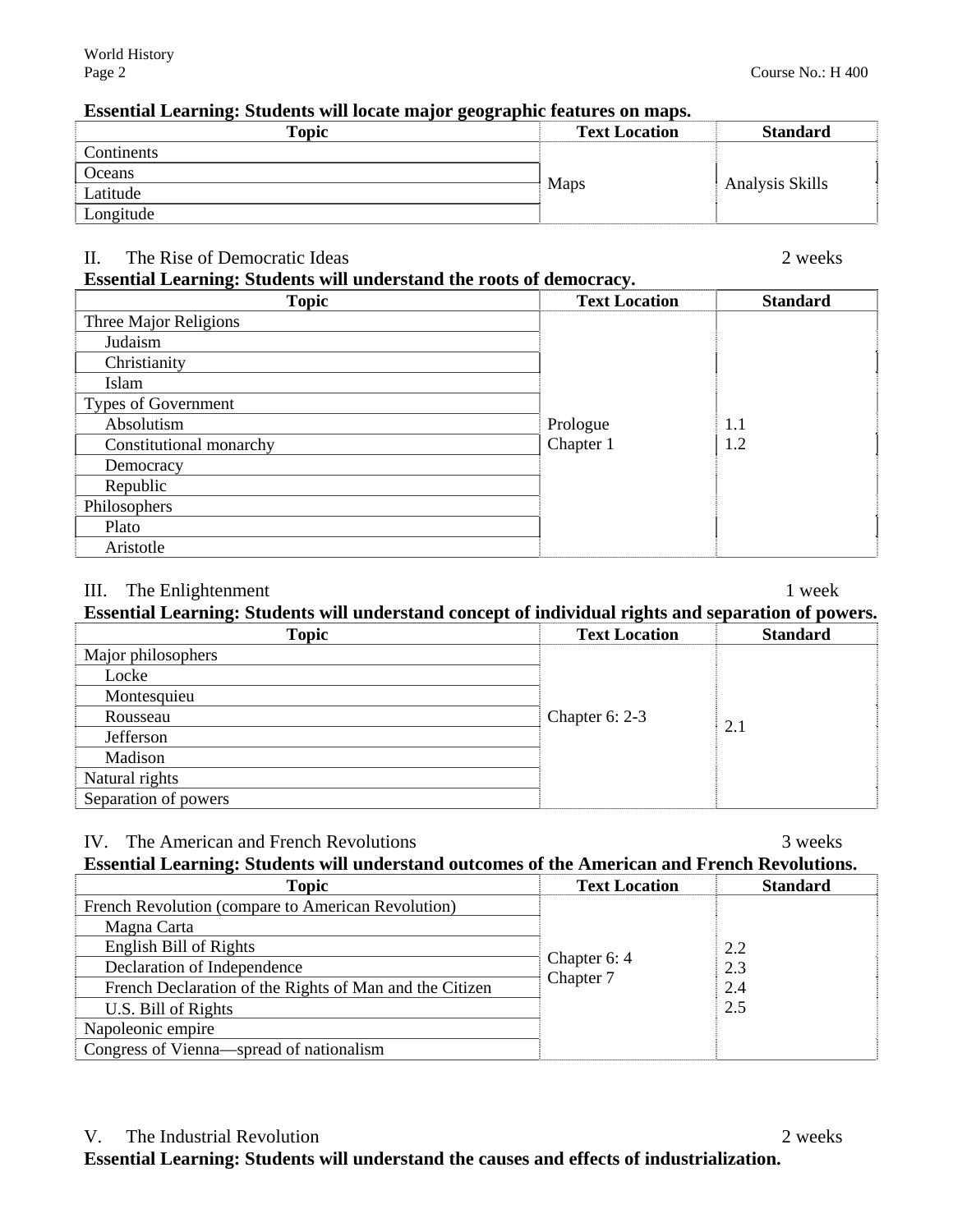**Essential Learning: Students will locate major geographic features on maps.**

| Topic | Text Location | Standard |
|---|---|---|
| Continents | Maps | Analysis Skills |
| Oceans | | |
| Latitude | | |
| Longitude | | |

II. The Rise of Democratic Ideas — 2 weeks

**Essential Learning: Students will understand the roots of democracy.**

| Topic | Text Location | Standard |
|---|---|---|
| Three Major Religions | Prologue<br>Chapter 1 | 1.1<br>1.2 |
| Judaism | | |
| Christianity | | |
| Islam | | |
| Types of Government | | |
| Absolutism | | |
| Constitutional monarchy | | |
| Democracy | | |
| Republic | | |
| Philosophers | | |
| Plato | | |
| Aristotle | | |

III. The Enlightenment — 1 week

**Essential Learning: Students will understand concept of individual rights and separation of powers.**

| Topic | Text Location | Standard |
|---|---|---|
| Major philosophers | Chapter 6: 2-3 | 2.1 |
| Locke | | |
| Montesquieu | | |
| Rousseau | | |
| Jefferson | | |
| Madison | | |
| Natural rights | | |
| Separation of powers | | |

IV. The American and French Revolutions — 3 weeks

**Essential Learning: Students will understand outcomes of the American and French Revolutions.**

| Topic | Text Location | Standard |
|---|---|---|
| French Revolution (compare to American Revolution) | Chapter 6: 4<br>Chapter 7 | 2.2<br>2.3<br>2.4<br>2.5 |
| Magna Carta | | |
| English Bill of Rights | | |
| Declaration of Independence | | |
| French Declaration of the Rights of Man and the Citizen | | |
| U.S. Bill of Rights | | |
| Napoleonic empire | | |
| Congress of Vienna—spread of nationalism | | |

V. The Industrial Revolution — 2 weeks

**Essential Learning: Students will understand the causes and effects of industrialization.**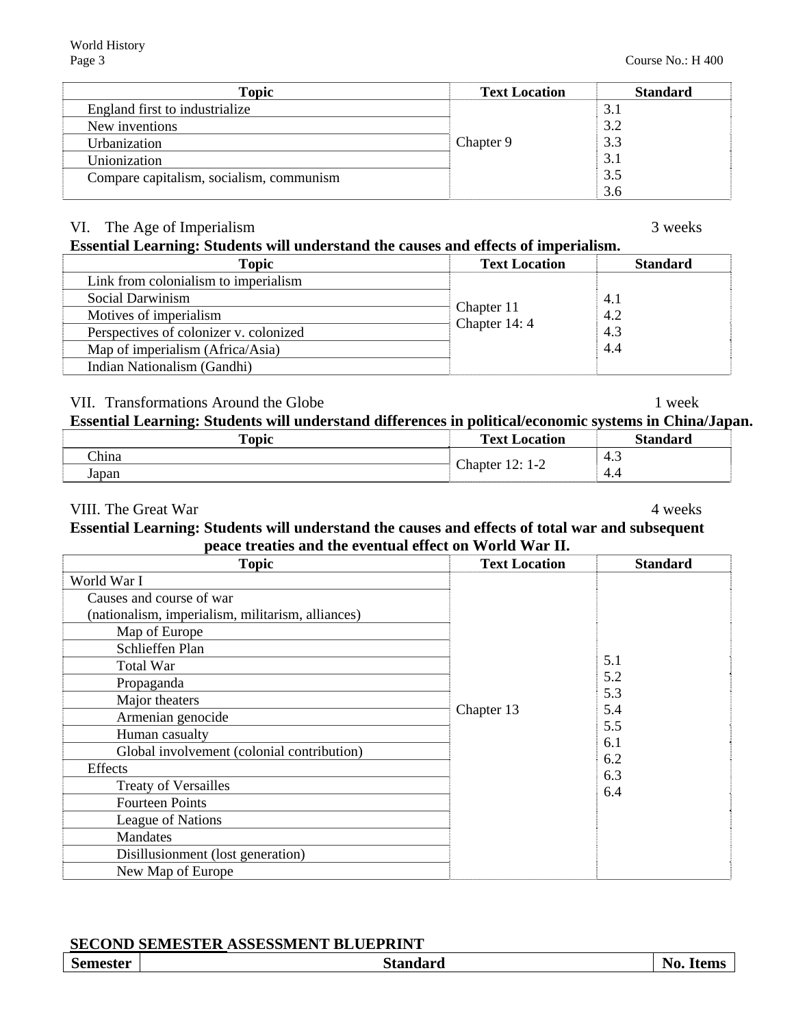| Topic | Text Location | Standard |
|---|---|---|
| England first to industrialize | Chapter 9 | 3.1 |
| New inventions | | 3.2 |
| Urbanization | | 3.3 |
| Unionization | | 3.1 |
| Compare capitalism, socialism, communism | | 3.5<br>3.6 |

VI. The Age of Imperialism — 3 weeks

**Essential Learning: Students will understand the causes and effects of imperialism.**

| Topic | Text Location | Standard |
|---|---|---|
| Link from colonialism to imperialism | Chapter 11<br>Chapter 14: 4 | 4.1<br>4.2<br>4.3<br>4.4 |
| Social Darwinism | | |
| Motives of imperialism | | |
| Perspectives of colonizer v. colonized | | |
| Map of imperialism (Africa/Asia) | | |
| Indian Nationalism (Gandhi) | | |

VII. Transformations Around the Globe — 1 week

**Essential Learning: Students will understand differences in political/economic systems in China/Japan.**

| Topic | Text Location | Standard |
|---|---|---|
| China | Chapter 12: 1-2 | 4.3 |
| Japan | | 4.4 |

VIII. The Great War — 4 weeks

**Essential Learning: Students will understand the causes and effects of total war and subsequent peace treaties and the eventual effect on World War II.**

| Topic | Text Location | Standard |
|---|---|---|
| World War I | Chapter 13 | 5.1<br>5.2<br>5.3<br>5.4<br>5.5<br>6.1<br>6.2<br>6.3<br>6.4 |
| Causes and course of war (nationalism, imperialism, militarism, alliances) | | |
| Map of Europe | | |
| Schlieffen Plan | | |
| Total War | | |
| Propaganda | | |
| Major theaters | | |
| Armenian genocide | | |
| Human casualty | | |
| Global involvement (colonial contribution) | | |
| Effects | | |
| Treaty of Versailles | | |
| Fourteen Points | | |
| League of Nations | | |
| Mandates | | |
| Disillusionment (lost generation) | | |
| New Map of Europe | | |

**SECOND SEMESTER ASSESSMENT BLUEPRINT**

| Semester | Standard | No. Items |
|---|---|---|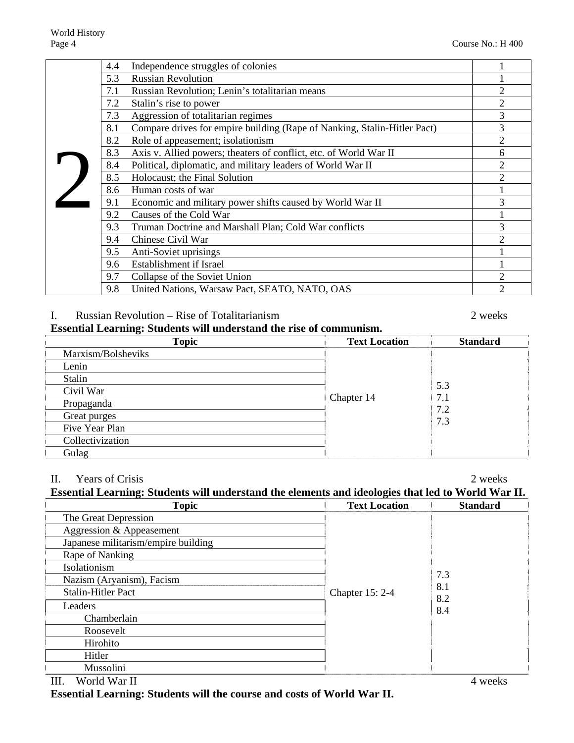| | | | |
|---|---|---|---|
| 2 | 4.4 | Independence struggles of colonies | 1 |
| | 5.3 | Russian Revolution | 1 |
| | 7.1 | Russian Revolution; Lenin's totalitarian means | 2 |
| | 7.2 | Stalin's rise to power | 2 |
| | 7.3 | Aggression of totalitarian regimes | 3 |
| | 8.1 | Compare drives for empire building (Rape of Nanking, Stalin-Hitler Pact) | 3 |
| | 8.2 | Role of appeasement; isolationism | 2 |
| | 8.3 | Axis v. Allied powers; theaters of conflict, etc. of World War II | 6 |
| | 8.4 | Political, diplomatic, and military leaders of World War II | 2 |
| | 8.5 | Holocaust; the Final Solution | 2 |
| | 8.6 | Human costs of war | 1 |
| | 9.1 | Economic and military power shifts caused by World War II | 3 |
| | 9.2 | Causes of the Cold War | 1 |
| | 9.3 | Truman Doctrine and Marshall Plan; Cold War conflicts | 3 |
| | 9.4 | Chinese Civil War | 2 |
| | 9.5 | Anti-Soviet uprisings | 1 |
| | 9.6 | Establishment if Israel | 1 |
| | 9.7 | Collapse of the Soviet Union | 2 |
| | 9.8 | United Nations, Warsaw Pact, SEATO, NATO, OAS | 2 |

I. Russian Revolution – Rise of Totalitarianism — 2 weeks

**Essential Learning: Students will understand the rise of communism.**

| Topic | Text Location | Standard |
|---|---|---|
| Marxism/Bolsheviks | Chapter 14 | 5.3<br>7.1<br>7.2<br>7.3 |
| Lenin | | |
| Stalin | | |
| Civil War | | |
| Propaganda | | |
| Great purges | | |
| Five Year Plan | | |
| Collectivization | | |
| Gulag | | |

II. Years of Crisis — 2 weeks

**Essential Learning: Students will understand the elements and ideologies that led to World War II.**

| Topic | Text Location | Standard |
|---|---|---|
| The Great Depression | Chapter 15: 2-4 | 7.3<br>8.1<br>8.2<br>8.4 |
| Aggression & Appeasement | | |
| Japanese militarism/empire building | | |
| Rape of Nanking | | |
| Isolationism | | |
| Nazism (Aryanism), Facism | | |
| Stalin-Hitler Pact | | |
| Leaders | | |
| Chamberlain | | |
| Roosevelt | | |
| Hirohito | | |
| Hitler | | |
| Mussolini | | |

III. World War II — 4 weeks

**Essential Learning: Students will the course and costs of World War II.**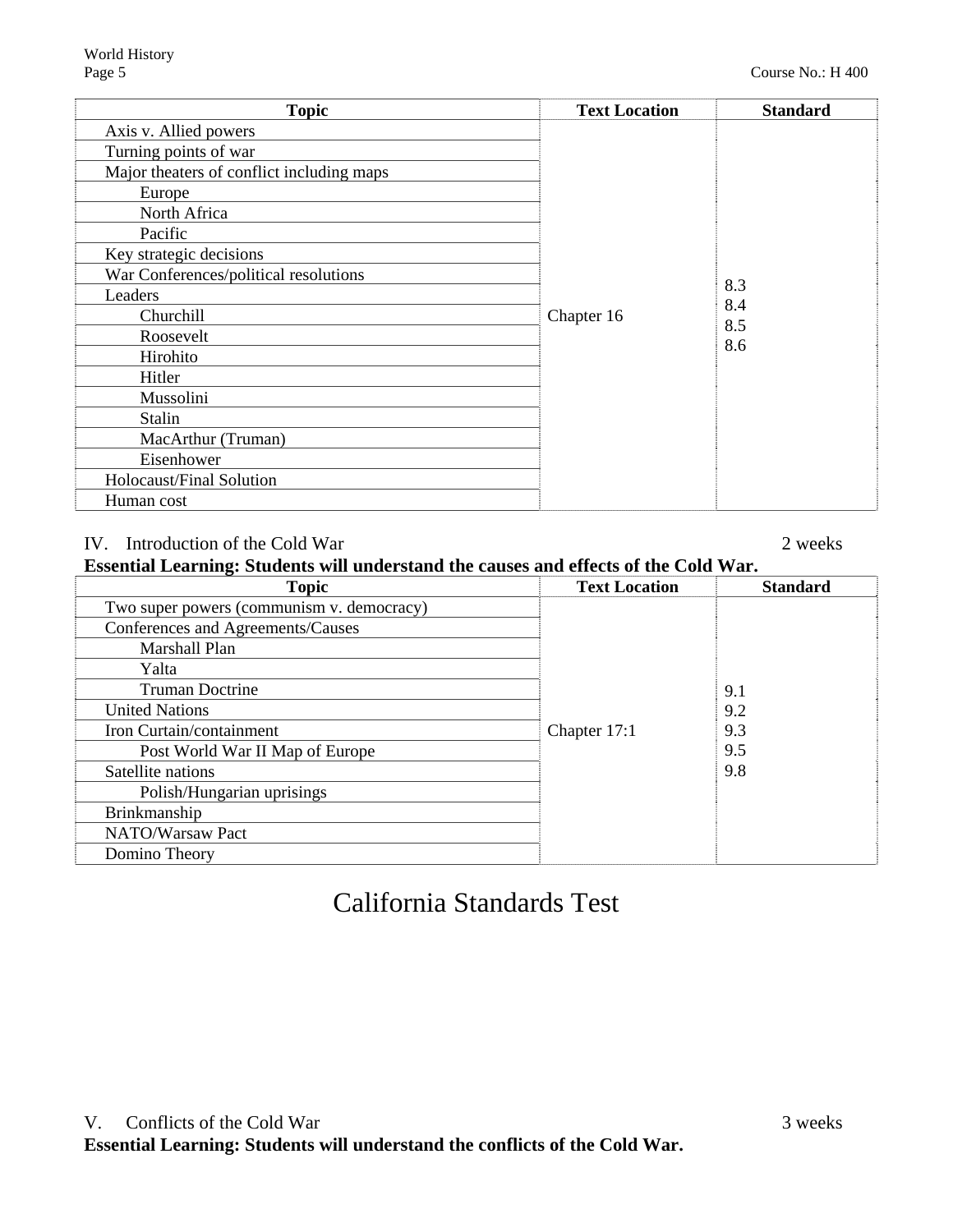| Topic | Text Location | Standard |
|---|---|---|
| Axis v. Allied powers | Chapter 16 | 8.3<br>8.4<br>8.5<br>8.6 |
| Turning points of war | | |
| Major theaters of conflict including maps | | |
| &nbsp;&nbsp;&nbsp;&nbsp;Europe | | |
| &nbsp;&nbsp;&nbsp;&nbsp;North Africa | | |
| &nbsp;&nbsp;&nbsp;&nbsp;Pacific | | |
| Key strategic decisions | | |
| War Conferences/political resolutions | | |
| Leaders | | |
| &nbsp;&nbsp;&nbsp;&nbsp;Churchill | | |
| &nbsp;&nbsp;&nbsp;&nbsp;Roosevelt | | |
| &nbsp;&nbsp;&nbsp;&nbsp;Hirohito | | |
| &nbsp;&nbsp;&nbsp;&nbsp;Hitler | | |
| &nbsp;&nbsp;&nbsp;&nbsp;Mussolini | | |
| &nbsp;&nbsp;&nbsp;&nbsp;Stalin | | |
| &nbsp;&nbsp;&nbsp;&nbsp;MacArthur (Truman) | | |
| &nbsp;&nbsp;&nbsp;&nbsp;Eisenhower | | |
| Holocaust/Final Solution | | |
| Human cost | | |

IV. Introduction of the Cold War — 2 weeks

**Essential Learning: Students will understand the causes and effects of the Cold War.**

| Topic | Text Location | Standard |
|---|---|---|
| Two super powers (communism v. democracy) | Chapter 17:1 | 9.1<br>9.2<br>9.3<br>9.5<br>9.8 |
| Conferences and Agreements/Causes | | |
| &nbsp;&nbsp;&nbsp;&nbsp;Marshall Plan | | |
| &nbsp;&nbsp;&nbsp;&nbsp;Yalta | | |
| &nbsp;&nbsp;&nbsp;&nbsp;Truman Doctrine | | |
| United Nations | | |
| Iron Curtain/containment | | |
| &nbsp;&nbsp;&nbsp;&nbsp;Post World War II Map of Europe | | |
| Satellite nations | | |
| &nbsp;&nbsp;&nbsp;&nbsp;Polish/Hungarian uprisings | | |
| Brinkmanship | | |
| NATO/Warsaw Pact | | |
| Domino Theory | | |

# California Standards Test

V. Conflicts of the Cold War — 3 weeks

**Essential Learning: Students will understand the conflicts of the Cold War.**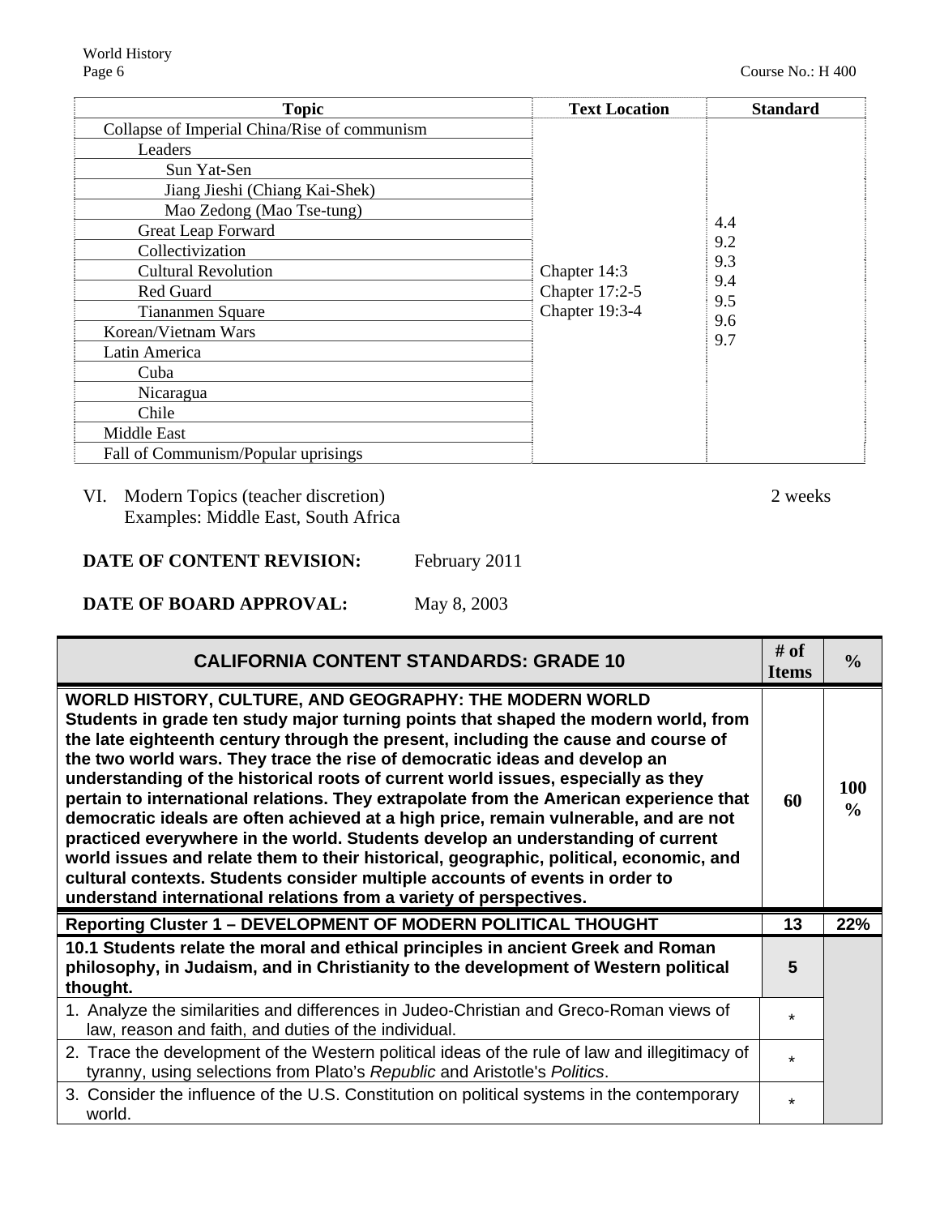| Topic | Text Location | Standard |
|---|---|---|
| Collapse of Imperial China/Rise of communism | Chapter 14:3<br>Chapter 17:2-5<br>Chapter 19:3-4 | 4.4<br>9.2<br>9.3<br>9.4<br>9.5<br>9.6<br>9.7 |
| Leaders | | |
| Sun Yat-Sen | | |
| Jiang Jieshi (Chiang Kai-Shek) | | |
| Mao Zedong (Mao Tse-tung) | | |
| Great Leap Forward | | |
| Collectivization | | |
| Cultural Revolution | | |
| Red Guard | | |
| Tiananmen Square | | |
| Korean/Vietnam Wars | | |
| Latin America | | |
| Cuba | | |
| Nicaragua | | |
| Chile | | |
| Middle East | | |
| Fall of Communism/Popular uprisings | | |

VI. Modern Topics (teacher discretion) — 2 weeks
Examples: Middle East, South Africa

**DATE OF CONTENT REVISION:** February 2011

**DATE OF BOARD APPROVAL:** May 8, 2003

| CALIFORNIA CONTENT STANDARDS: GRADE 10 | # of Items | % |
|---|---|---|
| **WORLD HISTORY, CULTURE, AND GEOGRAPHY: THE MODERN WORLD** **Students in grade ten study major turning points that shaped the modern world, from the late eighteenth century through the present, including the cause and course of the two world wars. They trace the rise of democratic ideas and develop an understanding of the historical roots of current world issues, especially as they pertain to international relations. They extrapolate from the American experience that democratic ideals are often achieved at a high price, remain vulnerable, and are not practiced everywhere in the world. Students develop an understanding of current world issues and relate them to their historical, geographic, political, economic, and cultural contexts. Students consider multiple accounts of events in order to understand international relations from a variety of perspectives.** | **60** | **100 %** |
| **Reporting Cluster 1 – DEVELOPMENT OF MODERN POLITICAL THOUGHT** | **13** | **22%** |
| **10.1 Students relate the moral and ethical principles in ancient Greek and Roman philosophy, in Judaism, and in Christianity to the development of Western political thought.** | **5** | |
| 1. Analyze the similarities and differences in Judeo-Christian and Greco-Roman views of law, reason and faith, and duties of the individual. | * | |
| 2. Trace the development of the Western political ideas of the rule of law and illegitimacy of tyranny, using selections from Plato's *Republic* and Aristotle's *Politics*. | * | |
| 3. Consider the influence of the U.S. Constitution on political systems in the contemporary world. | * | |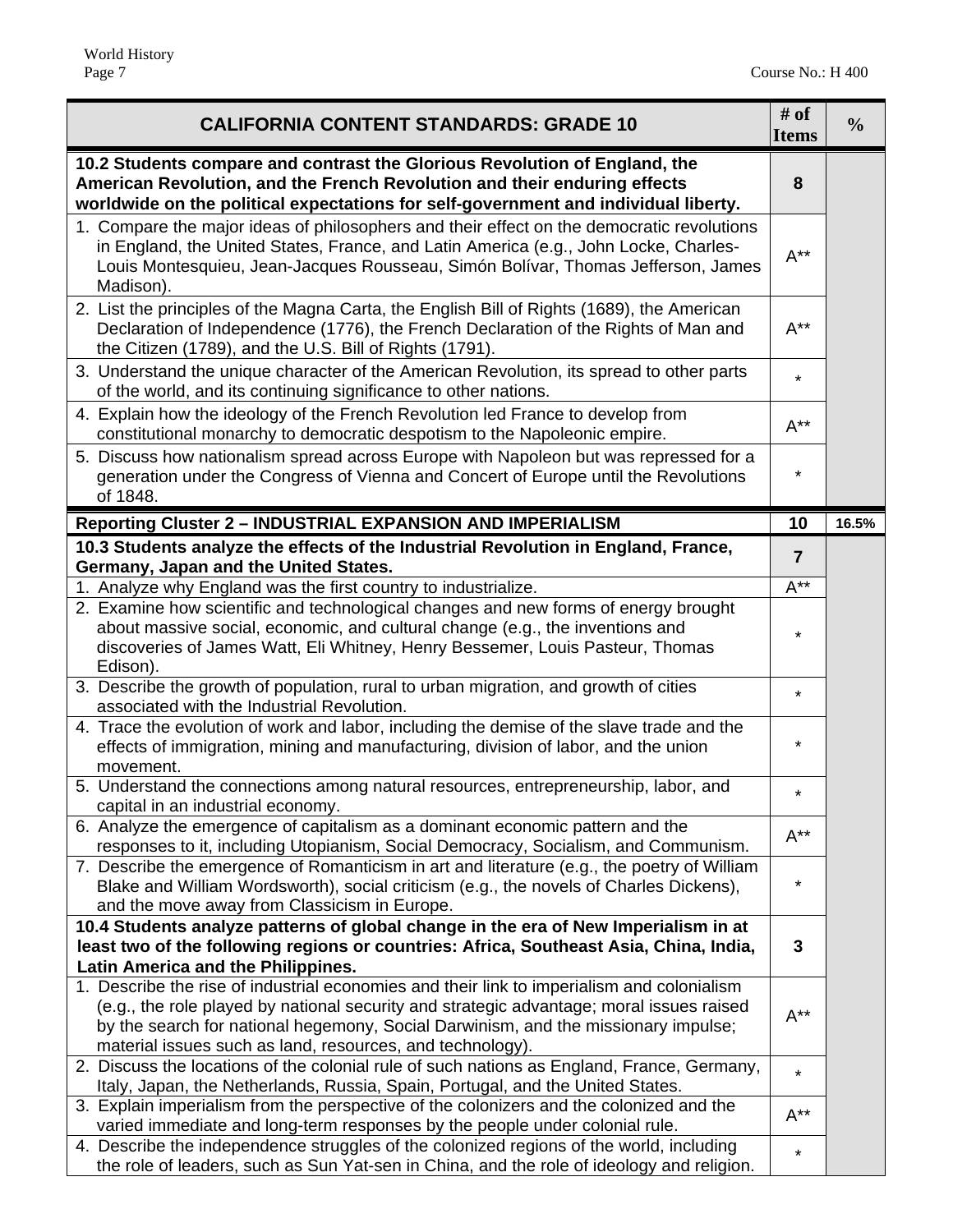| CALIFORNIA CONTENT STANDARDS: GRADE 10 | # of Items | % |
| --- | --- | --- |
| **10.2 Students compare and contrast the Glorious Revolution of England, the American Revolution, and the French Revolution and their enduring effects worldwide on the political expectations for self-government and individual liberty.** | **8** | |
| 1. Compare the major ideas of philosophers and their effect on the democratic revolutions in England, the United States, France, and Latin America (e.g., John Locke, Charles-Louis Montesquieu, Jean-Jacques Rousseau, Simón Bolívar, Thomas Jefferson, James Madison). | A** | |
| 2. List the principles of the Magna Carta, the English Bill of Rights (1689), the American Declaration of Independence (1776), the French Declaration of the Rights of Man and the Citizen (1789), and the U.S. Bill of Rights (1791). | A** | |
| 3. Understand the unique character of the American Revolution, its spread to other parts of the world, and its continuing significance to other nations. | * | |
| 4. Explain how the ideology of the French Revolution led France to develop from constitutional monarchy to democratic despotism to the Napoleonic empire. | A** | |
| 5. Discuss how nationalism spread across Europe with Napoleon but was repressed for a generation under the Congress of Vienna and Concert of Europe until the Revolutions of 1848. | * | |
| **Reporting Cluster 2 – INDUSTRIAL EXPANSION AND IMPERIALISM** | **10** | **16.5%** |
| **10.3 Students analyze the effects of the Industrial Revolution in England, France, Germany, Japan and the United States.** | **7** | |
| 1. Analyze why England was the first country to industrialize. | A** | |
| 2. Examine how scientific and technological changes and new forms of energy brought about massive social, economic, and cultural change (e.g., the inventions and discoveries of James Watt, Eli Whitney, Henry Bessemer, Louis Pasteur, Thomas Edison). | * | |
| 3. Describe the growth of population, rural to urban migration, and growth of cities associated with the Industrial Revolution. | * | |
| 4. Trace the evolution of work and labor, including the demise of the slave trade and the effects of immigration, mining and manufacturing, division of labor, and the union movement. | * | |
| 5. Understand the connections among natural resources, entrepreneurship, labor, and capital in an industrial economy. | * | |
| 6. Analyze the emergence of capitalism as a dominant economic pattern and the responses to it, including Utopianism, Social Democracy, Socialism, and Communism. | A** | |
| 7. Describe the emergence of Romanticism in art and literature (e.g., the poetry of William Blake and William Wordsworth), social criticism (e.g., the novels of Charles Dickens), and the move away from Classicism in Europe. | * | |
| **10.4 Students analyze patterns of global change in the era of New Imperialism in at least two of the following regions or countries: Africa, Southeast Asia, China, India, Latin America and the Philippines.** | **3** | |
| 1. Describe the rise of industrial economies and their link to imperialism and colonialism (e.g., the role played by national security and strategic advantage; moral issues raised by the search for national hegemony, Social Darwinism, and the missionary impulse; material issues such as land, resources, and technology). | A** | |
| 2. Discuss the locations of the colonial rule of such nations as England, France, Germany, Italy, Japan, the Netherlands, Russia, Spain, Portugal, and the United States. | * | |
| 3. Explain imperialism from the perspective of the colonizers and the colonized and the varied immediate and long-term responses by the people under colonial rule. | A** | |
| 4. Describe the independence struggles of the colonized regions of the world, including the role of leaders, such as Sun Yat-sen in China, and the role of ideology and religion. | * | |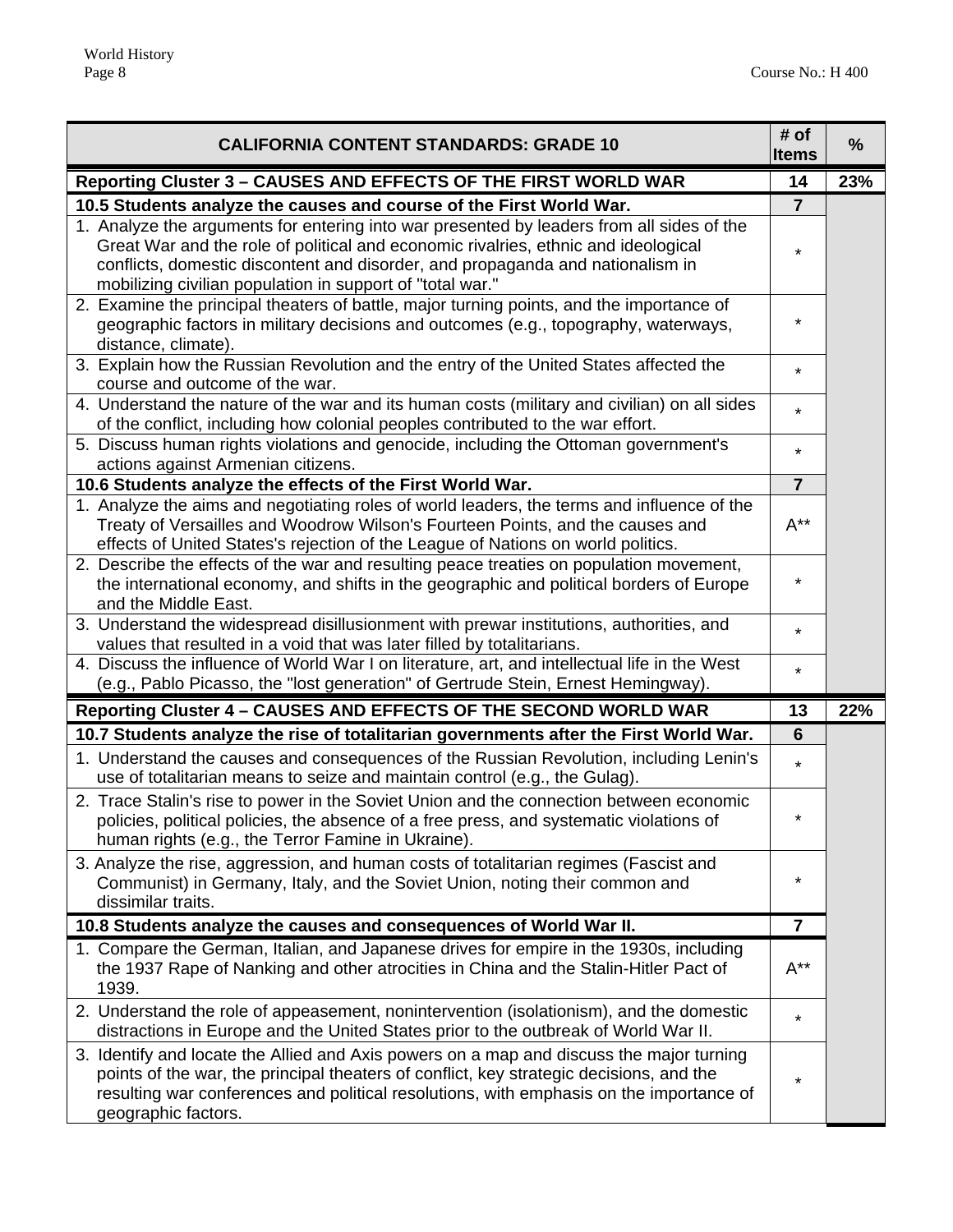| CALIFORNIA CONTENT STANDARDS: GRADE 10 | # of Items | % |
|---|---|---|
| **Reporting Cluster 3 – CAUSES AND EFFECTS OF THE FIRST WORLD WAR** | **14** | **23%** |
| **10.5 Students analyze the causes and course of the First World War.** | **7** | |
| 1. Analyze the arguments for entering into war presented by leaders from all sides of the Great War and the role of political and economic rivalries, ethnic and ideological conflicts, domestic discontent and disorder, and propaganda and nationalism in mobilizing civilian population in support of "total war." | * | |
| 2. Examine the principal theaters of battle, major turning points, and the importance of geographic factors in military decisions and outcomes (e.g., topography, waterways, distance, climate). | * | |
| 3. Explain how the Russian Revolution and the entry of the United States affected the course and outcome of the war. | * | |
| 4. Understand the nature of the war and its human costs (military and civilian) on all sides of the conflict, including how colonial peoples contributed to the war effort. | * | |
| 5. Discuss human rights violations and genocide, including the Ottoman government's actions against Armenian citizens. | * | |
| **10.6 Students analyze the effects of the First World War.** | **7** | |
| 1. Analyze the aims and negotiating roles of world leaders, the terms and influence of the Treaty of Versailles and Woodrow Wilson's Fourteen Points, and the causes and effects of United States's rejection of the League of Nations on world politics. | A** | |
| 2. Describe the effects of the war and resulting peace treaties on population movement, the international economy, and shifts in the geographic and political borders of Europe and the Middle East. | * | |
| 3. Understand the widespread disillusionment with prewar institutions, authorities, and values that resulted in a void that was later filled by totalitarians. | * | |
| 4. Discuss the influence of World War I on literature, art, and intellectual life in the West (e.g., Pablo Picasso, the "lost generation" of Gertrude Stein, Ernest Hemingway). | * | |
| **Reporting Cluster 4 – CAUSES AND EFFECTS OF THE SECOND WORLD WAR** | **13** | **22%** |
| **10.7 Students analyze the rise of totalitarian governments after the First World War.** | **6** | |
| 1. Understand the causes and consequences of the Russian Revolution, including Lenin's use of totalitarian means to seize and maintain control (e.g., the Gulag). | * | |
| 2. Trace Stalin's rise to power in the Soviet Union and the connection between economic policies, political policies, the absence of a free press, and systematic violations of human rights (e.g., the Terror Famine in Ukraine). | * | |
| 3. Analyze the rise, aggression, and human costs of totalitarian regimes (Fascist and Communist) in Germany, Italy, and the Soviet Union, noting their common and dissimilar traits. | * | |
| **10.8 Students analyze the causes and consequences of World War II.** | **7** | |
| 1. Compare the German, Italian, and Japanese drives for empire in the 1930s, including the 1937 Rape of Nanking and other atrocities in China and the Stalin-Hitler Pact of 1939. | A** | |
| 2. Understand the role of appeasement, nonintervention (isolationism), and the domestic distractions in Europe and the United States prior to the outbreak of World War II. | * | |
| 3. Identify and locate the Allied and Axis powers on a map and discuss the major turning points of the war, the principal theaters of conflict, key strategic decisions, and the resulting war conferences and political resolutions, with emphasis on the importance of geographic factors. | * | |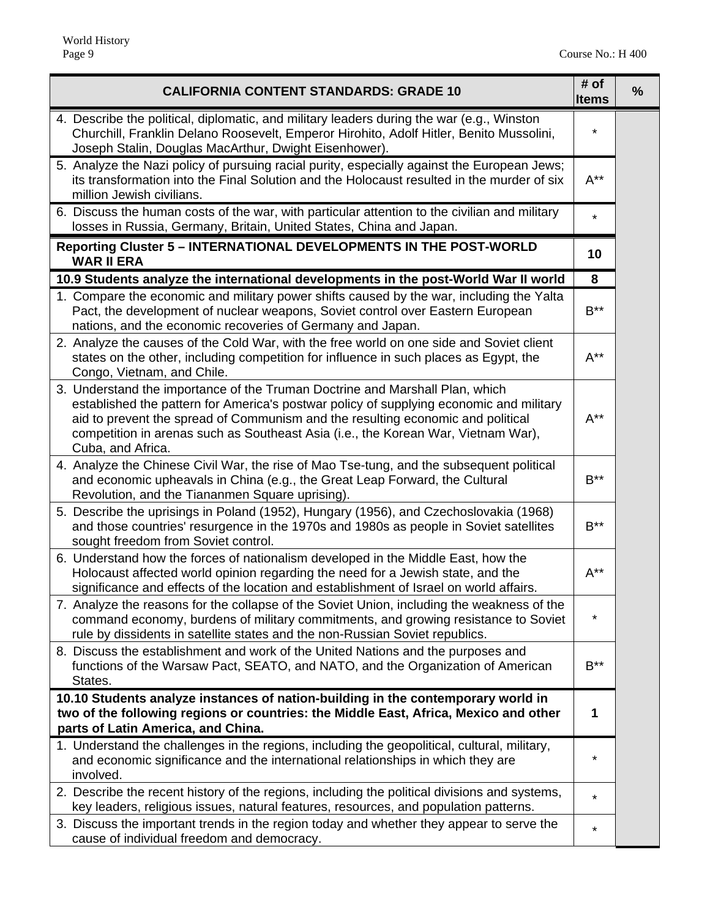| CALIFORNIA CONTENT STANDARDS: GRADE 10 | # of Items | % |
|---|---|---|
| 4. Describe the political, diplomatic, and military leaders during the war (e.g., Winston Churchill, Franklin Delano Roosevelt, Emperor Hirohito, Adolf Hitler, Benito Mussolini, Joseph Stalin, Douglas MacArthur, Dwight Eisenhower). | * | |
| 5. Analyze the Nazi policy of pursuing racial purity, especially against the European Jews; its transformation into the Final Solution and the Holocaust resulted in the murder of six million Jewish civilians. | A** | |
| 6. Discuss the human costs of the war, with particular attention to the civilian and military losses in Russia, Germany, Britain, United States, China and Japan. | * | |
| **Reporting Cluster 5 – INTERNATIONAL DEVELOPMENTS IN THE POST-WORLD WAR II ERA** | **10** | |
| **10.9 Students analyze the international developments in the post-World War II world** | **8** | |
| 1. Compare the economic and military power shifts caused by the war, including the Yalta Pact, the development of nuclear weapons, Soviet control over Eastern European nations, and the economic recoveries of Germany and Japan. | B** | |
| 2. Analyze the causes of the Cold War, with the free world on one side and Soviet client states on the other, including competition for influence in such places as Egypt, the Congo, Vietnam, and Chile. | A** | |
| 3. Understand the importance of the Truman Doctrine and Marshall Plan, which established the pattern for America's postwar policy of supplying economic and military aid to prevent the spread of Communism and the resulting economic and political competition in arenas such as Southeast Asia (i.e., the Korean War, Vietnam War), Cuba, and Africa. | A** | |
| 4. Analyze the Chinese Civil War, the rise of Mao Tse-tung, and the subsequent political and economic upheavals in China (e.g., the Great Leap Forward, the Cultural Revolution, and the Tiananmen Square uprising). | B** | |
| 5. Describe the uprisings in Poland (1952), Hungary (1956), and Czechoslovakia (1968) and those countries' resurgence in the 1970s and 1980s as people in Soviet satellites sought freedom from Soviet control. | B** | |
| 6. Understand how the forces of nationalism developed in the Middle East, how the Holocaust affected world opinion regarding the need for a Jewish state, and the significance and effects of the location and establishment of Israel on world affairs. | A** | |
| 7. Analyze the reasons for the collapse of the Soviet Union, including the weakness of the command economy, burdens of military commitments, and growing resistance to Soviet rule by dissidents in satellite states and the non-Russian Soviet republics. | * | |
| 8. Discuss the establishment and work of the United Nations and the purposes and functions of the Warsaw Pact, SEATO, and NATO, and the Organization of American States. | B** | |
| **10.10 Students analyze instances of nation-building in the contemporary world in two of the following regions or countries: the Middle East, Africa, Mexico and other parts of Latin America, and China.** | **1** | |
| 1. Understand the challenges in the regions, including the geopolitical, cultural, military, and economic significance and the international relationships in which they are involved. | * | |
| 2. Describe the recent history of the regions, including the political divisions and systems, key leaders, religious issues, natural features, resources, and population patterns. | * | |
| 3. Discuss the important trends in the region today and whether they appear to serve the cause of individual freedom and democracy. | * | |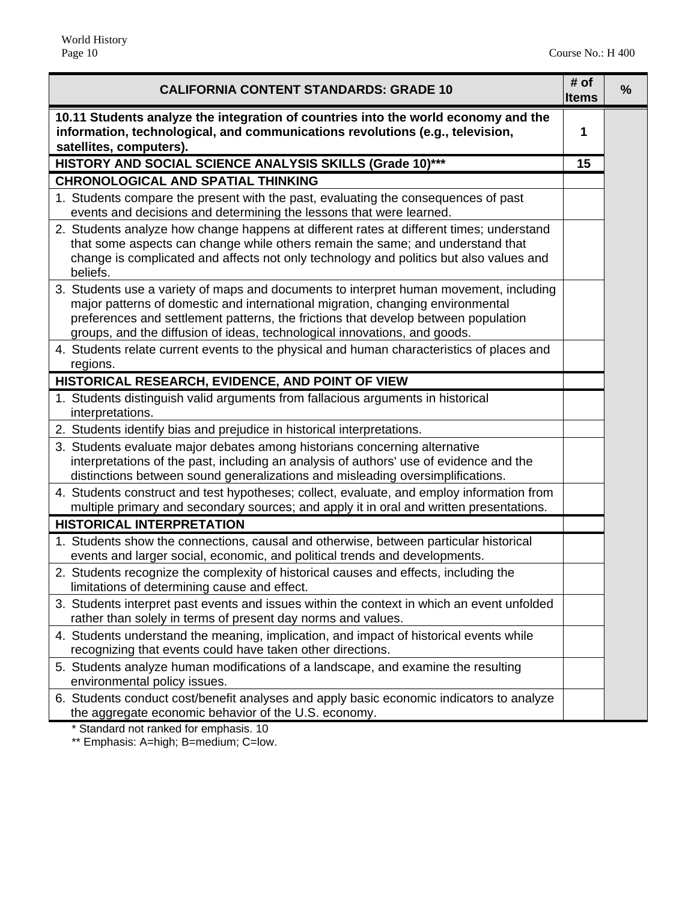| CALIFORNIA CONTENT STANDARDS: GRADE 10 | # of Items | % |
|---|---|---|
| **10.11 Students analyze the integration of countries into the world economy and the information, technological, and communications revolutions (e.g., television, satellites, computers).** | **1** | |
| **HISTORY AND SOCIAL SCIENCE ANALYSIS SKILLS (Grade 10)*** | **15** | |
| **CHRONOLOGICAL AND SPATIAL THINKING** | | |
| 1. Students compare the present with the past, evaluating the consequences of past events and decisions and determining the lessons that were learned. | | |
| 2. Students analyze how change happens at different rates at different times; understand that some aspects can change while others remain the same; and understand that change is complicated and affects not only technology and politics but also values and beliefs. | | |
| 3. Students use a variety of maps and documents to interpret human movement, including major patterns of domestic and international migration, changing environmental preferences and settlement patterns, the frictions that develop between population groups, and the diffusion of ideas, technological innovations, and goods. | | |
| 4. Students relate current events to the physical and human characteristics of places and regions. | | |
| **HISTORICAL RESEARCH, EVIDENCE, AND POINT OF VIEW** | | |
| 1. Students distinguish valid arguments from fallacious arguments in historical interpretations. | | |
| 2. Students identify bias and prejudice in historical interpretations. | | |
| 3. Students evaluate major debates among historians concerning alternative interpretations of the past, including an analysis of authors' use of evidence and the distinctions between sound generalizations and misleading oversimplifications. | | |
| 4. Students construct and test hypotheses; collect, evaluate, and employ information from multiple primary and secondary sources; and apply it in oral and written presentations. | | |
| **HISTORICAL INTERPRETATION** | | |
| 1. Students show the connections, causal and otherwise, between particular historical events and larger social, economic, and political trends and developments. | | |
| 2. Students recognize the complexity of historical causes and effects, including the limitations of determining cause and effect. | | |
| 3. Students interpret past events and issues within the context in which an event unfolded rather than solely in terms of present day norms and values. | | |
| 4. Students understand the meaning, implication, and impact of historical events while recognizing that events could have taken other directions. | | |
| 5. Students analyze human modifications of a landscape, and examine the resulting environmental policy issues. | | |
| 6. Students conduct cost/benefit analyses and apply basic economic indicators to analyze the aggregate economic behavior of the U.S. economy. | | |

* Standard not ranked for emphasis. 10

** Emphasis: A=high; B=medium; C=low.